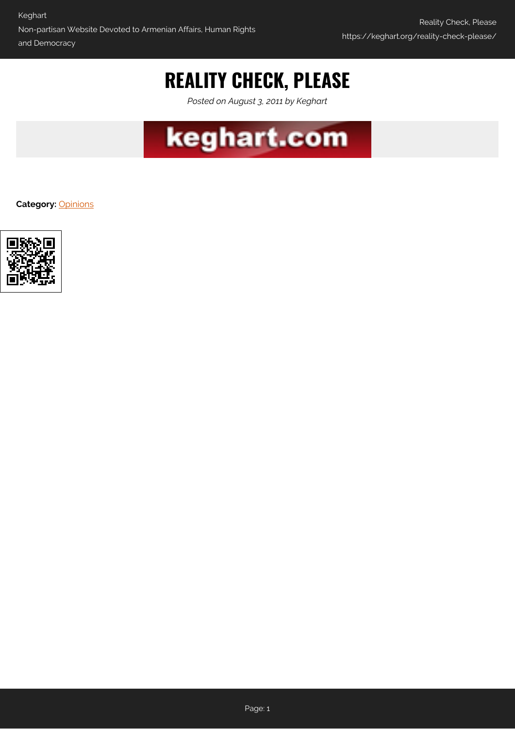# REALITY CHECK, PLEASE

*Posted on August 3, 2011 by Keghart*

**Category:** Opinions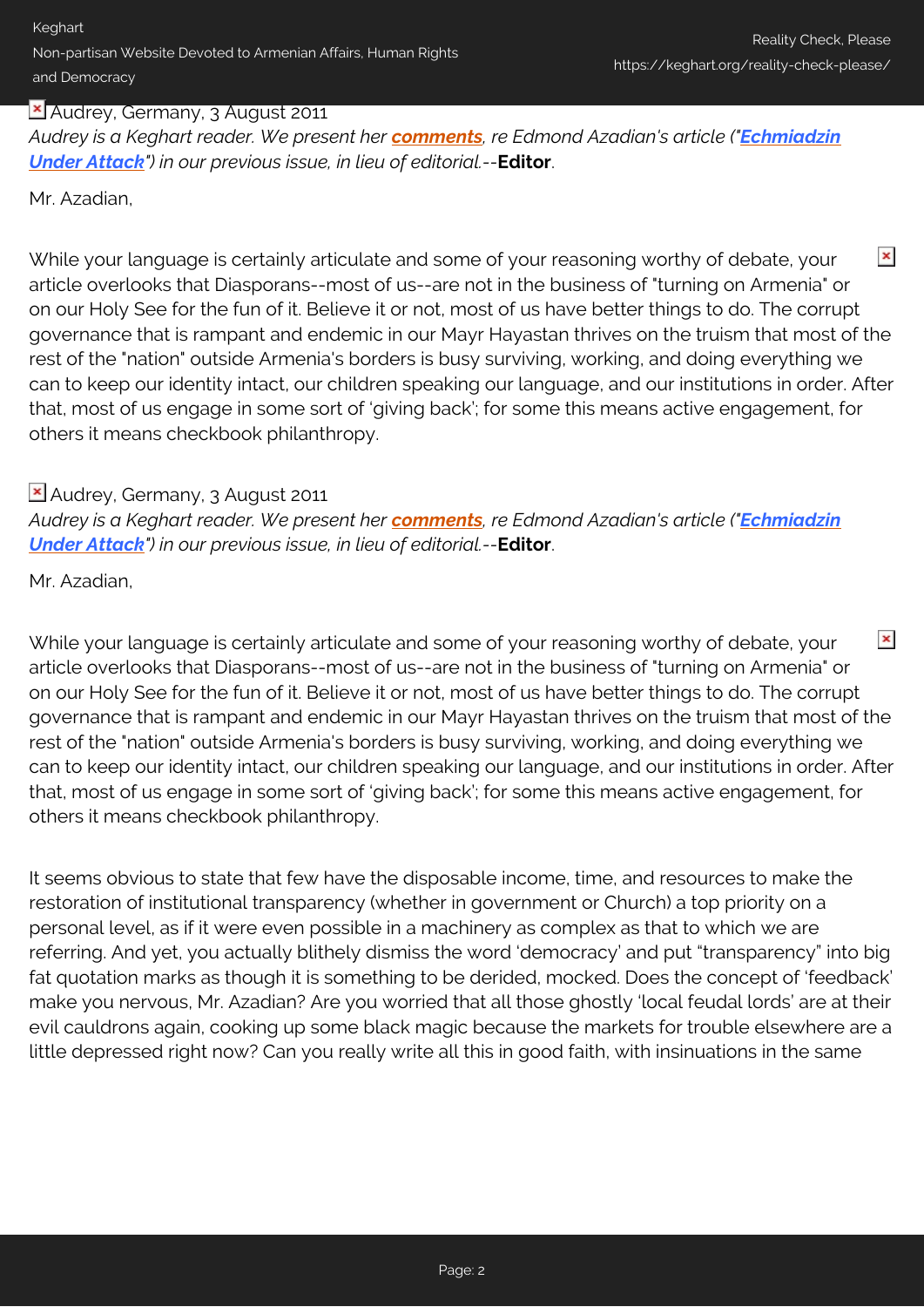Audrey, Germany, 3 August 2011

*Audrey is a Keghart reader. We present her* ***comments****, re Edmond Azadian's article ("****Echmiadzin Under Attack****") in our previous issue, in lieu of editorial.--***Editor**.

Mr. Azadian,

While your language is certainly articulate and some of your reasoning worthy of debate, your article overlooks that Diasporans--most of us--are not in the business of "turning on Armenia" or on our Holy See for the fun of it. Believe it or not, most of us have better things to do. The corrupt governance that is rampant and endemic in our Mayr Hayastan thrives on the truism that most of the rest of the "nation" outside Armenia's borders is busy surviving, working, and doing everything we can to keep our identity intact, our children speaking our language, and our institutions in order. After that, most of us engage in some sort of 'giving back'; for some this means active engagement, for others it means checkbook philanthropy.

Audrey, Germany, 3 August 2011

*Audrey is a Keghart reader. We present her* ***comments****, re Edmond Azadian's article ("****Echmiadzin Under Attack****") in our previous issue, in lieu of editorial.--***Editor**.

Mr. Azadian,

While your language is certainly articulate and some of your reasoning worthy of debate, your article overlooks that Diasporans--most of us--are not in the business of "turning on Armenia" or on our Holy See for the fun of it. Believe it or not, most of us have better things to do. The corrupt governance that is rampant and endemic in our Mayr Hayastan thrives on the truism that most of the rest of the "nation" outside Armenia's borders is busy surviving, working, and doing everything we can to keep our identity intact, our children speaking our language, and our institutions in order. After that, most of us engage in some sort of 'giving back'; for some this means active engagement, for others it means checkbook philanthropy.

It seems obvious to state that few have the disposable income, time, and resources to make the restoration of institutional transparency (whether in government or Church) a top priority on a personal level, as if it were even possible in a machinery as complex as that to which we are referring. And yet, you actually blithely dismiss the word 'democracy' and put "transparency" into big fat quotation marks as though it is something to be derided, mocked. Does the concept of 'feedback' make you nervous, Mr. Azadian? Are you worried that all those ghostly 'local feudal lords' are at their evil cauldrons again, cooking up some black magic because the markets for trouble elsewhere are a little depressed right now? Can you really write all this in good faith, with insinuations in the same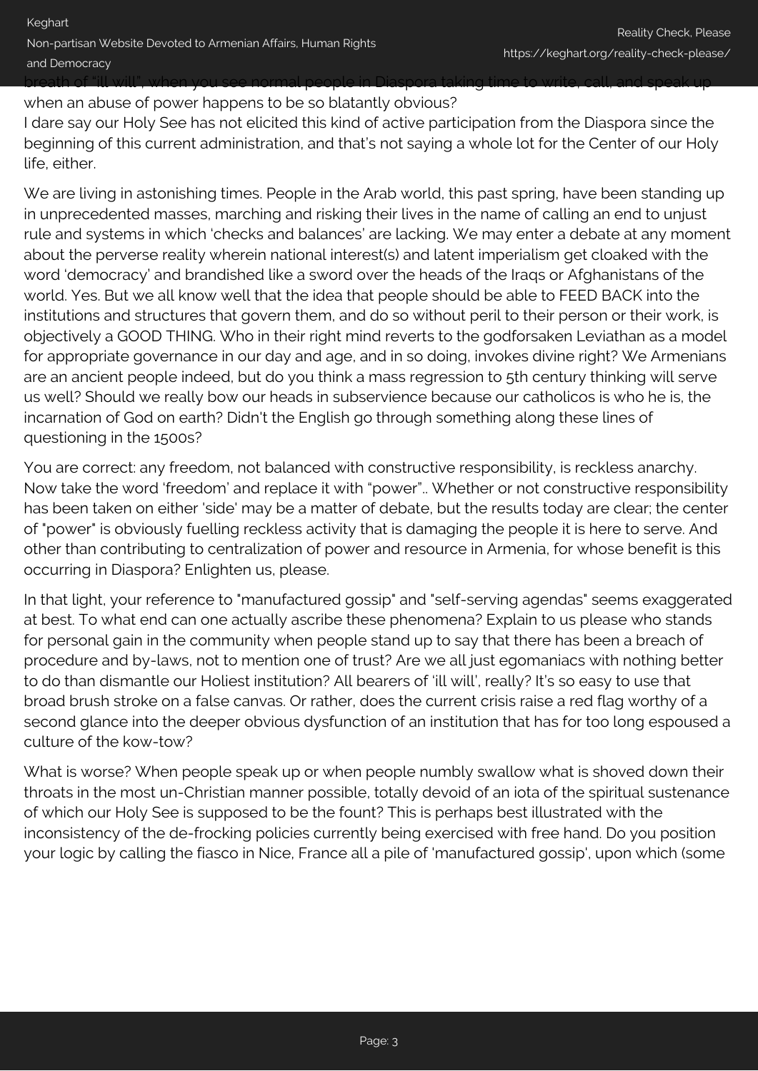breath of "ill will", when you see normal people in Diaspora taking time to write, call, and speak up when an abuse of power happens to be so blatantly obvious?
I dare say our Holy See has not elicited this kind of active participation from the Diaspora since the beginning of this current administration, and that's not saying a whole lot for the Center of our Holy life, either.

We are living in astonishing times. People in the Arab world, this past spring, have been standing up in unprecedented masses, marching and risking their lives in the name of calling an end to unjust rule and systems in which 'checks and balances' are lacking. We may enter a debate at any moment about the perverse reality wherein national interest(s) and latent imperialism get cloaked with the word 'democracy' and brandished like a sword over the heads of the Iraqs or Afghanistans of the world. Yes. But we all know well that the idea that people should be able to FEED BACK into the institutions and structures that govern them, and do so without peril to their person or their work, is objectively a GOOD THING. Who in their right mind reverts to the godforsaken Leviathan as a model for appropriate governance in our day and age, and in so doing, invokes divine right? We Armenians are an ancient people indeed, but do you think a mass regression to 5th century thinking will serve us well? Should we really bow our heads in subservience because our catholicos is who he is, the incarnation of God on earth? Didn't the English go through something along these lines of questioning in the 1500s?

You are correct: any freedom, not balanced with constructive responsibility, is reckless anarchy. Now take the word 'freedom' and replace it with "power".. Whether or not constructive responsibility has been taken on either 'side' may be a matter of debate, but the results today are clear; the center of "power" is obviously fuelling reckless activity that is damaging the people it is here to serve. And other than contributing to centralization of power and resource in Armenia, for whose benefit is this occurring in Diaspora? Enlighten us, please.

In that light, your reference to "manufactured gossip" and "self-serving agendas" seems exaggerated at best. To what end can one actually ascribe these phenomena? Explain to us please who stands for personal gain in the community when people stand up to say that there has been a breach of procedure and by-laws, not to mention one of trust? Are we all just egomaniacs with nothing better to do than dismantle our Holiest institution? All bearers of 'ill will', really? It's so easy to use that broad brush stroke on a false canvas. Or rather, does the current crisis raise a red flag worthy of a second glance into the deeper obvious dysfunction of an institution that has for too long espoused a culture of the kow-tow?

What is worse? When people speak up or when people numbly swallow what is shoved down their throats in the most un-Christian manner possible, totally devoid of an iota of the spiritual sustenance of which our Holy See is supposed to be the fount? This is perhaps best illustrated with the inconsistency of the de-frocking policies currently being exercised with free hand. Do you position your logic by calling the fiasco in Nice, France all a pile of 'manufactured gossip', upon which (some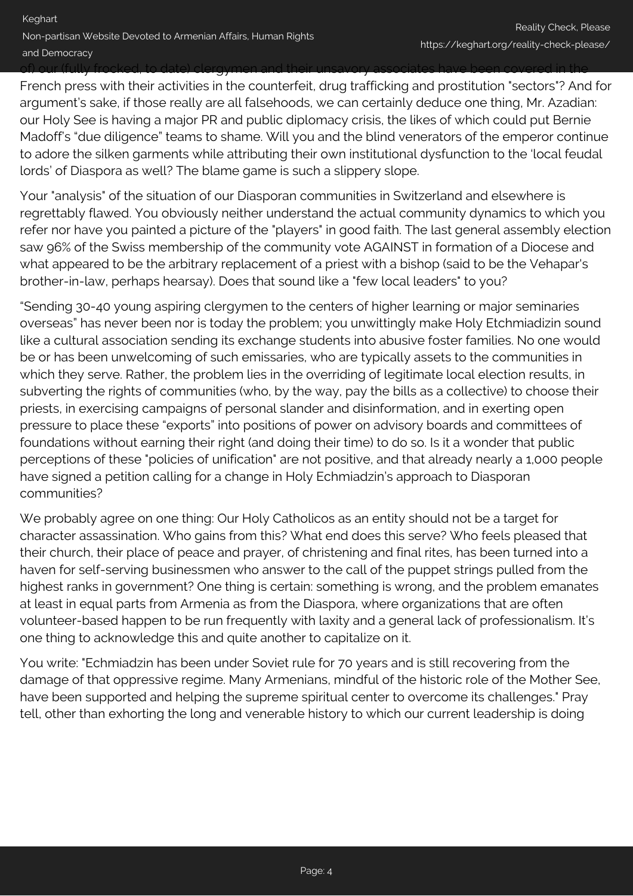of) our (fully frocked, to date) clergymen and their unsavory associates have been covered in the French press with their activities in the counterfeit, drug trafficking and prostitution "sectors"? And for argument's sake, if those really are all falsehoods, we can certainly deduce one thing, Mr. Azadian: our Holy See is having a major PR and public diplomacy crisis, the likes of which could put Bernie Madoff's "due diligence" teams to shame. Will you and the blind venerators of the emperor continue to adore the silken garments while attributing their own institutional dysfunction to the 'local feudal lords' of Diaspora as well? The blame game is such a slippery slope.

Your "analysis" of the situation of our Diasporan communities in Switzerland and elsewhere is regrettably flawed. You obviously neither understand the actual community dynamics to which you refer nor have you painted a picture of the "players" in good faith. The last general assembly election saw 96% of the Swiss membership of the community vote AGAINST in formation of a Diocese and what appeared to be the arbitrary replacement of a priest with a bishop (said to be the Vehapar's brother-in-law, perhaps hearsay). Does that sound like a "few local leaders" to you?

"Sending 30-40 young aspiring clergymen to the centers of higher learning or major seminaries overseas" has never been nor is today the problem; you unwittingly make Holy Etchmiadzin sound like a cultural association sending its exchange students into abusive foster families. No one would be or has been unwelcoming of such emissaries, who are typically assets to the communities in which they serve. Rather, the problem lies in the overriding of legitimate local election results, in subverting the rights of communities (who, by the way, pay the bills as a collective) to choose their priests, in exercising campaigns of personal slander and disinformation, and in exerting open pressure to place these "exports" into positions of power on advisory boards and committees of foundations without earning their right (and doing their time) to do so. Is it a wonder that public perceptions of these "policies of unification" are not positive, and that already nearly a 1,000 people have signed a petition calling for a change in Holy Echmiadzin's approach to Diasporan communities?

We probably agree on one thing: Our Holy Catholicos as an entity should not be a target for character assassination. Who gains from this? What end does this serve? Who feels pleased that their church, their place of peace and prayer, of christening and final rites, has been turned into a haven for self-serving businessmen who answer to the call of the puppet strings pulled from the highest ranks in government? One thing is certain: something is wrong, and the problem emanates at least in equal parts from Armenia as from the Diaspora, where organizations that are often volunteer-based happen to be run frequently with laxity and a general lack of professionalism. It's one thing to acknowledge this and quite another to capitalize on it.

You write: "Echmiadzin has been under Soviet rule for 70 years and is still recovering from the damage of that oppressive regime. Many Armenians, mindful of the historic role of the Mother See, have been supported and helping the supreme spiritual center to overcome its challenges." Pray tell, other than exhorting the long and venerable history to which our current leadership is doing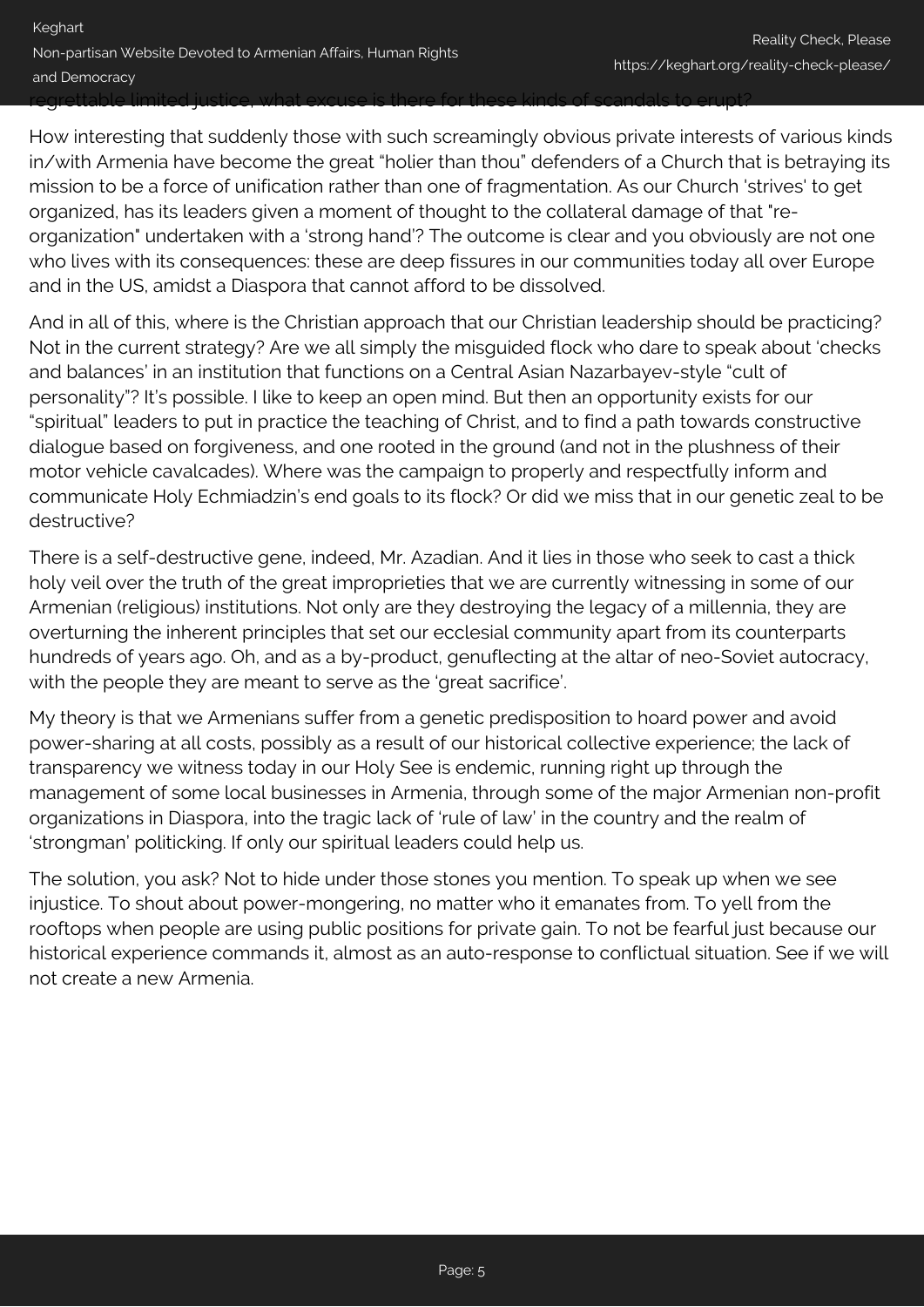regrettable limited justice, what excuse is there for these kinds of scandals to erupt?

How interesting that suddenly those with such screamingly obvious private interests of various kinds in/with Armenia have become the great "holier than thou" defenders of a Church that is betraying its mission to be a force of unification rather than one of fragmentation. As our Church 'strives' to get organized, has its leaders given a moment of thought to the collateral damage of that "re-organization" undertaken with a 'strong hand'? The outcome is clear and you obviously are not one who lives with its consequences: these are deep fissures in our communities today all over Europe and in the US, amidst a Diaspora that cannot afford to be dissolved.

And in all of this, where is the Christian approach that our Christian leadership should be practicing? Not in the current strategy? Are we all simply the misguided flock who dare to speak about 'checks and balances' in an institution that functions on a Central Asian Nazarbayev-style "cult of personality"? It's possible. I like to keep an open mind. But then an opportunity exists for our "spiritual" leaders to put in practice the teaching of Christ, and to find a path towards constructive dialogue based on forgiveness, and one rooted in the ground (and not in the plushness of their motor vehicle cavalcades). Where was the campaign to properly and respectfully inform and communicate Holy Echmiadzin's end goals to its flock? Or did we miss that in our genetic zeal to be destructive?

There is a self-destructive gene, indeed, Mr. Azadian. And it lies in those who seek to cast a thick holy veil over the truth of the great improprieties that we are currently witnessing in some of our Armenian (religious) institutions. Not only are they destroying the legacy of a millennia, they are overturning the inherent principles that set our ecclesial community apart from its counterparts hundreds of years ago. Oh, and as a by-product, genuflecting at the altar of neo-Soviet autocracy, with the people they are meant to serve as the 'great sacrifice'.

My theory is that we Armenians suffer from a genetic predisposition to hoard power and avoid power-sharing at all costs, possibly as a result of our historical collective experience; the lack of transparency we witness today in our Holy See is endemic, running right up through the management of some local businesses in Armenia, through some of the major Armenian non-profit organizations in Diaspora, into the tragic lack of 'rule of law' in the country and the realm of 'strongman' politicking. If only our spiritual leaders could help us.

The solution, you ask? Not to hide under those stones you mention. To speak up when we see injustice. To shout about power-mongering, no matter who it emanates from. To yell from the rooftops when people are using public positions for private gain. To not be fearful just because our historical experience commands it, almost as an auto-response to conflictual situation. See if we will not create a new Armenia.